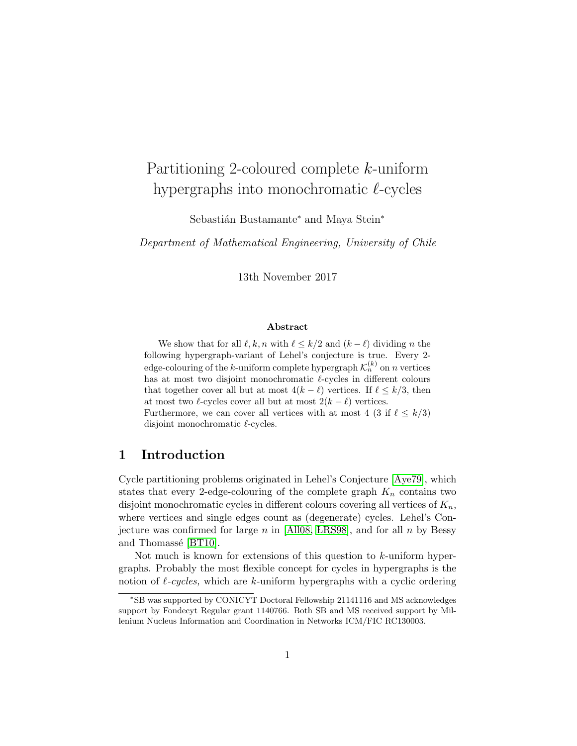# Partitioning 2-coloured complete $k$-uniform hypergraphs into monochromatic $\ell$-cycles

Sebastián Bustamante* and Maya Stein*

*Department of Mathematical Engineering, University of Chile*

13th November 2017

### Abstract

We show that for all $\ell, k, n$ with $\ell \leq k/2$ and $(k - \ell)$ dividing $n$ the following hypergraph-variant of Lehel's conjecture is true. Every 2-edge-colouring of the $k$-uniform complete hypergraph $\mathcal{K}_n^{(k)}$ on $n$ vertices has at most two disjoint monochromatic $\ell$-cycles in different colours that together cover all but at most $4(k - \ell)$ vertices. If $\ell \leq k/3$, then at most two $\ell$-cycles cover all but at most $2(k - \ell)$ vertices. Furthermore, we can cover all vertices with at most 4 (3 if $\ell \leq k/3$) disjoint monochromatic $\ell$-cycles.

## 1 Introduction

Cycle partitioning problems originated in Lehel's Conjecture [Aye79], which states that every 2-edge-colouring of the complete graph $K_n$ contains two disjoint monochromatic cycles in different colours covering all vertices of $K_n$, where vertices and single edges count as (degenerate) cycles. Lehel's Conjecture was confirmed for large $n$ in [All08, ŁRS98], and for all $n$ by Bessy and Thomassé [BT10].

Not much is known for extensions of this question to $k$-uniform hypergraphs. Probably the most flexible concept for cycles in hypergraphs is the notion of *$\ell$-cycles,* which are $k$-uniform hypergraphs with a cyclic ordering

*SB was supported by CONICYT Doctoral Fellowship 21141116 and MS acknowledges support by Fondecyt Regular grant 1140766. Both SB and MS received support by Millenium Nucleus Information and Coordination in Networks ICM/FIC RC130003.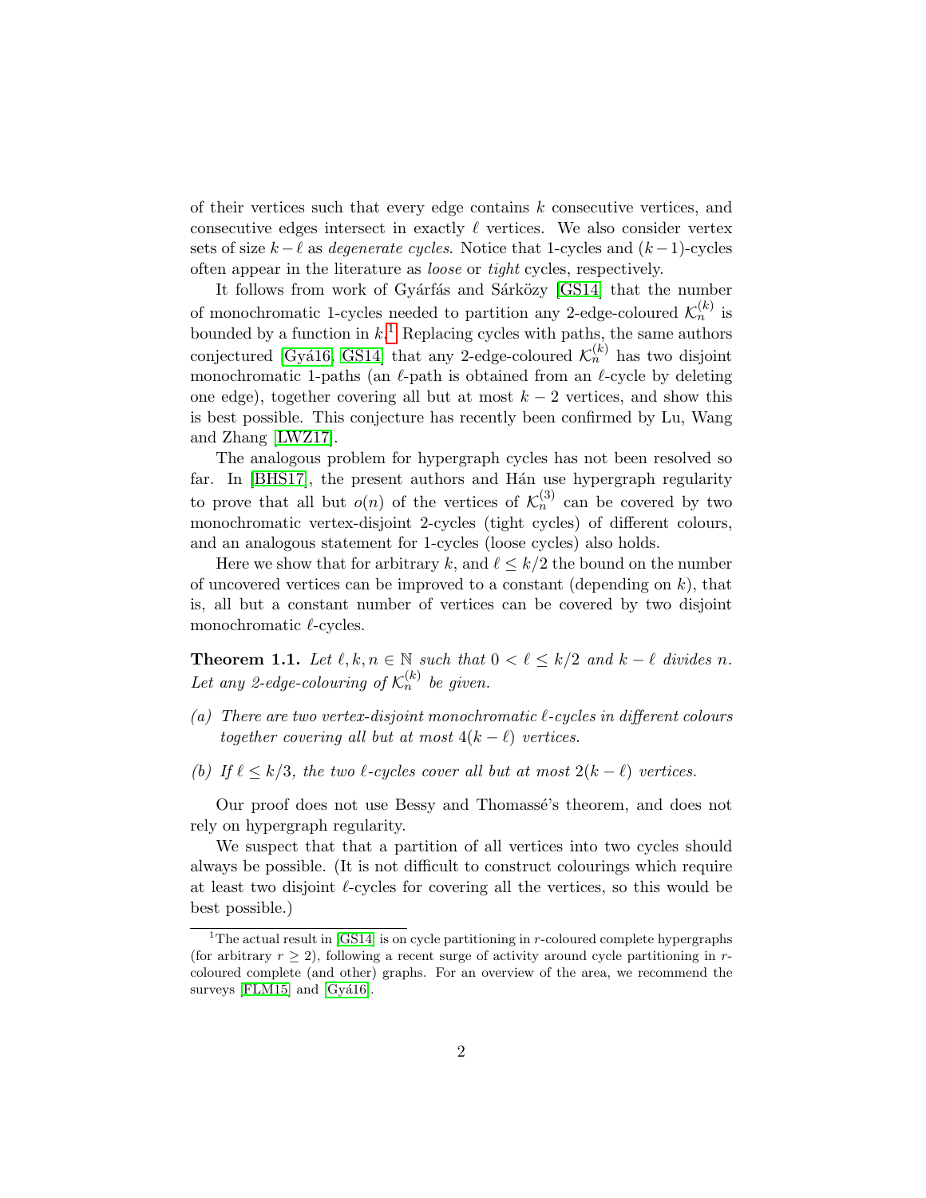of their vertices such that every edge contains $k$ consecutive vertices, and consecutive edges intersect in exactly $\ell$ vertices. We also consider vertex sets of size $k-\ell$ as *degenerate cycles*. Notice that 1-cycles and $(k-1)$-cycles often appear in the literature as *loose* or *tight* cycles, respectively.

It follows from work of Gyárfás and Sárközy [GS14] that the number of monochromatic 1-cycles needed to partition any 2-edge-coloured $\mathcal{K}_n^{(k)}$ is bounded by a function in $k$.[1] Replacing cycles with paths, the same authors conjectured [Gyá16, GS14] that any 2-edge-coloured $\mathcal{K}_n^{(k)}$ has two disjoint monochromatic 1-paths (an $\ell$-path is obtained from an $\ell$-cycle by deleting one edge), together covering all but at most $k-2$ vertices, and show this is best possible. This conjecture has recently been confirmed by Lu, Wang and Zhang [LWZ17].

The analogous problem for hypergraph cycles has not been resolved so far. In [BHS17], the present authors and Hán use hypergraph regularity to prove that all but $o(n)$ of the vertices of $\mathcal{K}_n^{(3)}$ can be covered by two monochromatic vertex-disjoint 2-cycles (tight cycles) of different colours, and an analogous statement for 1-cycles (loose cycles) also holds.

Here we show that for arbitrary $k$, and $\ell \leq k/2$ the bound on the number of uncovered vertices can be improved to a constant (depending on $k$), that is, all but a constant number of vertices can be covered by two disjoint monochromatic $\ell$-cycles.

**Theorem 1.1.** *Let $\ell, k, n \in \mathbb{N}$ such that $0 < \ell \leq k/2$ and $k-\ell$ divides $n$. Let any 2-edge-colouring of $\mathcal{K}_n^{(k)}$ be given.*

*(a) There are two vertex-disjoint monochromatic $\ell$-cycles in different colours together covering all but at most $4(k-\ell)$ vertices.*

*(b) If $\ell \leq k/3$, the two $\ell$-cycles cover all but at most $2(k-\ell)$ vertices.*

Our proof does not use Bessy and Thomassé's theorem, and does not rely on hypergraph regularity.

We suspect that that a partition of all vertices into two cycles should always be possible. (It is not difficult to construct colourings which require at least two disjoint $\ell$-cycles for covering all the vertices, so this would be best possible.)

[1] The actual result in [GS14] is on cycle partitioning in $r$-coloured complete hypergraphs (for arbitrary $r \geq 2$), following a recent surge of activity around cycle partitioning in $r$-coloured complete (and other) graphs. For an overview of the area, we recommend the surveys [FLM15] and [Gyá16].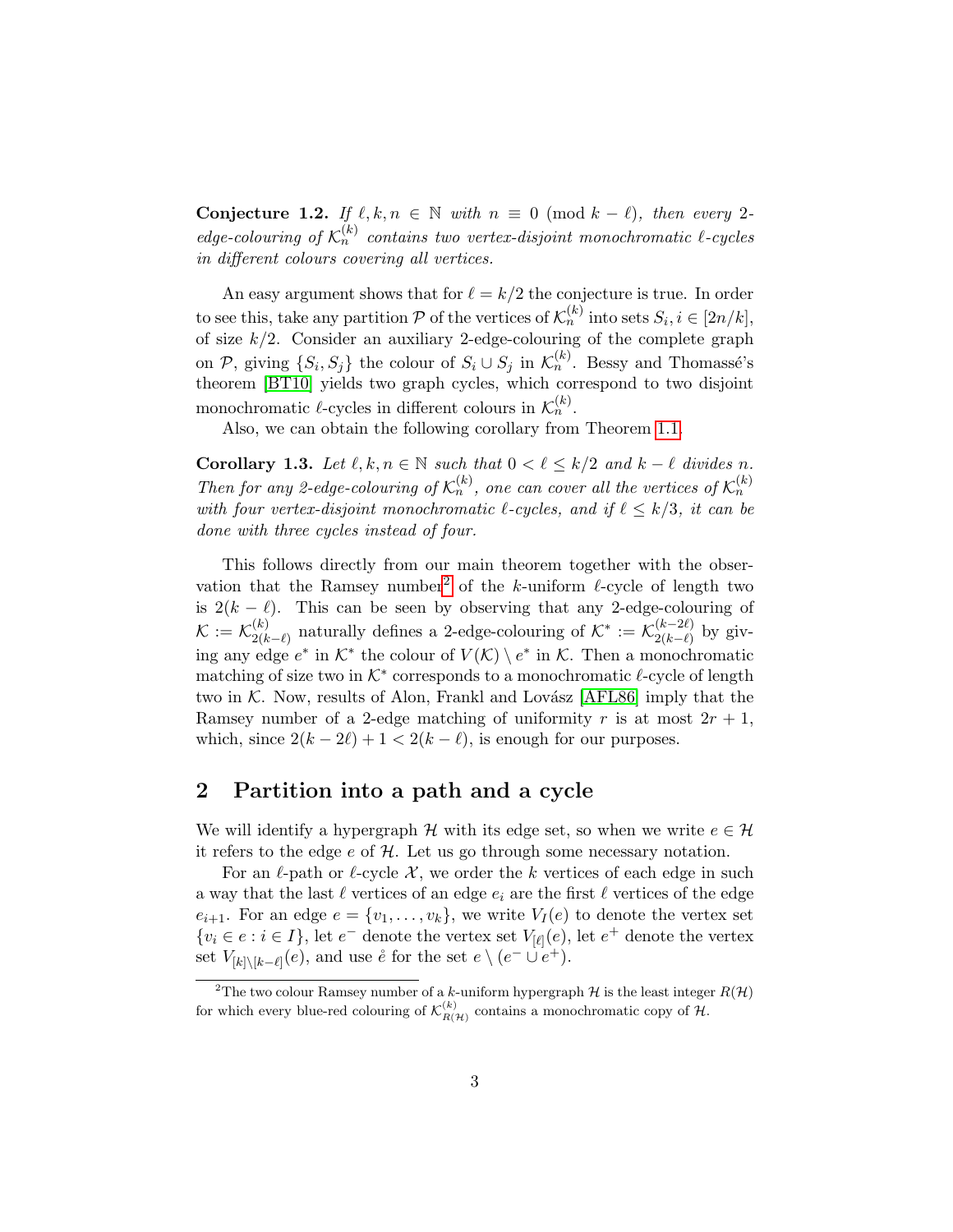**Conjecture 1.2.** *If $\ell, k, n \in \mathbb{N}$ with $n \equiv 0 \pmod{k-\ell}$, then every 2-edge-colouring of $\mathcal{K}_n^{(k)}$ contains two vertex-disjoint monochromatic $\ell$-cycles in different colours covering all vertices.*

An easy argument shows that for $\ell = k/2$ the conjecture is true. In order to see this, take any partition $\mathcal{P}$ of the vertices of $\mathcal{K}_n^{(k)}$ into sets $S_i, i \in [2n/k]$, of size $k/2$. Consider an auxiliary 2-edge-colouring of the complete graph on $\mathcal{P}$, giving $\{S_i, S_j\}$ the colour of $S_i \cup S_j$ in $\mathcal{K}_n^{(k)}$. Bessy and Thomassé's theorem [BT10] yields two graph cycles, which correspond to two disjoint monochromatic $\ell$-cycles in different colours in $\mathcal{K}_n^{(k)}$.

Also, we can obtain the following corollary from Theorem 1.1.

**Corollary 1.3.** *Let $\ell, k, n \in \mathbb{N}$ such that $0 < \ell \leq k/2$ and $k - \ell$ divides $n$. Then for any 2-edge-colouring of $\mathcal{K}_n^{(k)}$, one can cover all the vertices of $\mathcal{K}_n^{(k)}$ with four vertex-disjoint monochromatic $\ell$-cycles, and if $\ell \leq k/3$, it can be done with three cycles instead of four.*

This follows directly from our main theorem together with the observation that the Ramsey number[2] of the $k$-uniform $\ell$-cycle of length two is $2(k-\ell)$. This can be seen by observing that any 2-edge-colouring of $\mathcal{K} := \mathcal{K}_{2(k-\ell)}^{(k)}$ naturally defines a 2-edge-colouring of $\mathcal{K}^* := \mathcal{K}_{2(k-\ell)}^{(k-2\ell)}$ by giving any edge $e^*$ in $\mathcal{K}^*$ the colour of $V(\mathcal{K}) \setminus e^*$ in $\mathcal{K}$. Then a monochromatic matching of size two in $\mathcal{K}^*$ corresponds to a monochromatic $\ell$-cycle of length two in $\mathcal{K}$. Now, results of Alon, Frankl and Lovász [AFL86] imply that the Ramsey number of a 2-edge matching of uniformity $r$ is at most $2r + 1$, which, since $2(k - 2\ell) + 1 < 2(k - \ell)$, is enough for our purposes.

## 2 Partition into a path and a cycle

We will identify a hypergraph $\mathcal{H}$ with its edge set, so when we write $e \in \mathcal{H}$ it refers to the edge $e$ of $\mathcal{H}$. Let us go through some necessary notation.

For an $\ell$-path or $\ell$-cycle $\mathcal{X}$, we order the $k$ vertices of each edge in such a way that the last $\ell$ vertices of an edge $e_i$ are the first $\ell$ vertices of the edge $e_{i+1}$. For an edge $e = \{v_1, \ldots, v_k\}$, we write $V_I(e)$ to denote the vertex set $\{v_i \in e : i \in I\}$, let $e^-$ denote the vertex set $V_{[\ell]}(e)$, let $e^+$ denote the vertex set $V_{[k]\setminus[k-\ell]}(e)$, and use $\mathring{e}$ for the set $e \setminus (e^- \cup e^+)$.

[2] The two colour Ramsey number of a $k$-uniform hypergraph $\mathcal{H}$ is the least integer $R(\mathcal{H})$ for which every blue-red colouring of $\mathcal{K}_{R(\mathcal{H})}^{(k)}$ contains a monochromatic copy of $\mathcal{H}$.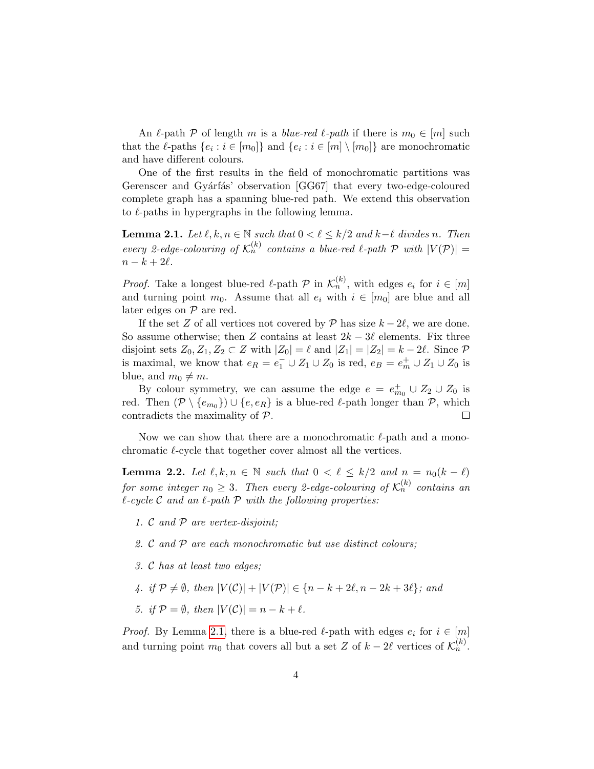An $\ell$-path $\mathcal{P}$ of length $m$ is a *blue-red $\ell$-path* if there is $m_0 \in [m]$ such that the $\ell$-paths $\{e_i : i \in [m_0]\}$ and $\{e_i : i \in [m] \setminus [m_0]\}$ are monochromatic and have different colours.

One of the first results in the field of monochromatic partitions was Gerenscer and Gyárfás' observation [GG67] that every two-edge-coloured complete graph has a spanning blue-red path. We extend this observation to $\ell$-paths in hypergraphs in the following lemma.

**Lemma 2.1.** *Let $\ell, k, n \in \mathbb{N}$ such that $0 < \ell \leq k/2$ and $k-\ell$ divides $n$. Then every 2-edge-colouring of $\mathcal{K}_n^{(k)}$ contains a blue-red $\ell$-path $\mathcal{P}$ with $|V(\mathcal{P})| = n - k + 2\ell$.*

*Proof.* Take a longest blue-red $\ell$-path $\mathcal{P}$ in $\mathcal{K}_n^{(k)}$, with edges $e_i$ for $i \in [m]$ and turning point $m_0$. Assume that all $e_i$ with $i \in [m_0]$ are blue and all later edges on $\mathcal{P}$ are red.

If the set $Z$ of all vertices not covered by $\mathcal{P}$ has size $k - 2\ell$, we are done. So assume otherwise; then $Z$ contains at least $2k - 3\ell$ elements. Fix three disjoint sets $Z_0, Z_1, Z_2 \subset Z$ with $|Z_0| = \ell$ and $|Z_1| = |Z_2| = k - 2\ell$. Since $\mathcal{P}$ is maximal, we know that $e_R = e_1^- \cup Z_1 \cup Z_0$ is red, $e_B = e_m^+ \cup Z_1 \cup Z_0$ is blue, and $m_0 \neq m$.

By colour symmetry, we can assume the edge $e = e_{m_0}^+ \cup Z_2 \cup Z_0$ is red. Then $(\mathcal{P} \setminus \{e_{m_0}\}) \cup \{e, e_R\}$ is a blue-red $\ell$-path longer than $\mathcal{P}$, which contradicts the maximality of $\mathcal{P}$. $\square$

Now we can show that there are a monochromatic $\ell$-path and a monochromatic $\ell$-cycle that together cover almost all the vertices.

**Lemma 2.2.** *Let $\ell, k, n \in \mathbb{N}$ such that $0 < \ell \leq k/2$ and $n = n_0(k - \ell)$ for some integer $n_0 \geq 3$. Then every 2-edge-colouring of $\mathcal{K}_n^{(k)}$ contains an $\ell$-cycle $\mathcal{C}$ and an $\ell$-path $\mathcal{P}$ with the following properties:*

1. *$\mathcal{C}$ and $\mathcal{P}$ are vertex-disjoint;*
2. *$\mathcal{C}$ and $\mathcal{P}$ are each monochromatic but use distinct colours;*
3. *$\mathcal{C}$ has at least two edges;*
4. *if $\mathcal{P} \neq \emptyset$, then $|V(\mathcal{C})| + |V(\mathcal{P})| \in \{n - k + 2\ell, n - 2k + 3\ell\}$; and*
5. *if $\mathcal{P} = \emptyset$, then $|V(\mathcal{C})| = n - k + \ell$.*

*Proof.* By Lemma 2.1, there is a blue-red $\ell$-path with edges $e_i$ for $i \in [m]$ and turning point $m_0$ that covers all but a set $Z$ of $k - 2\ell$ vertices of $\mathcal{K}_n^{(k)}$.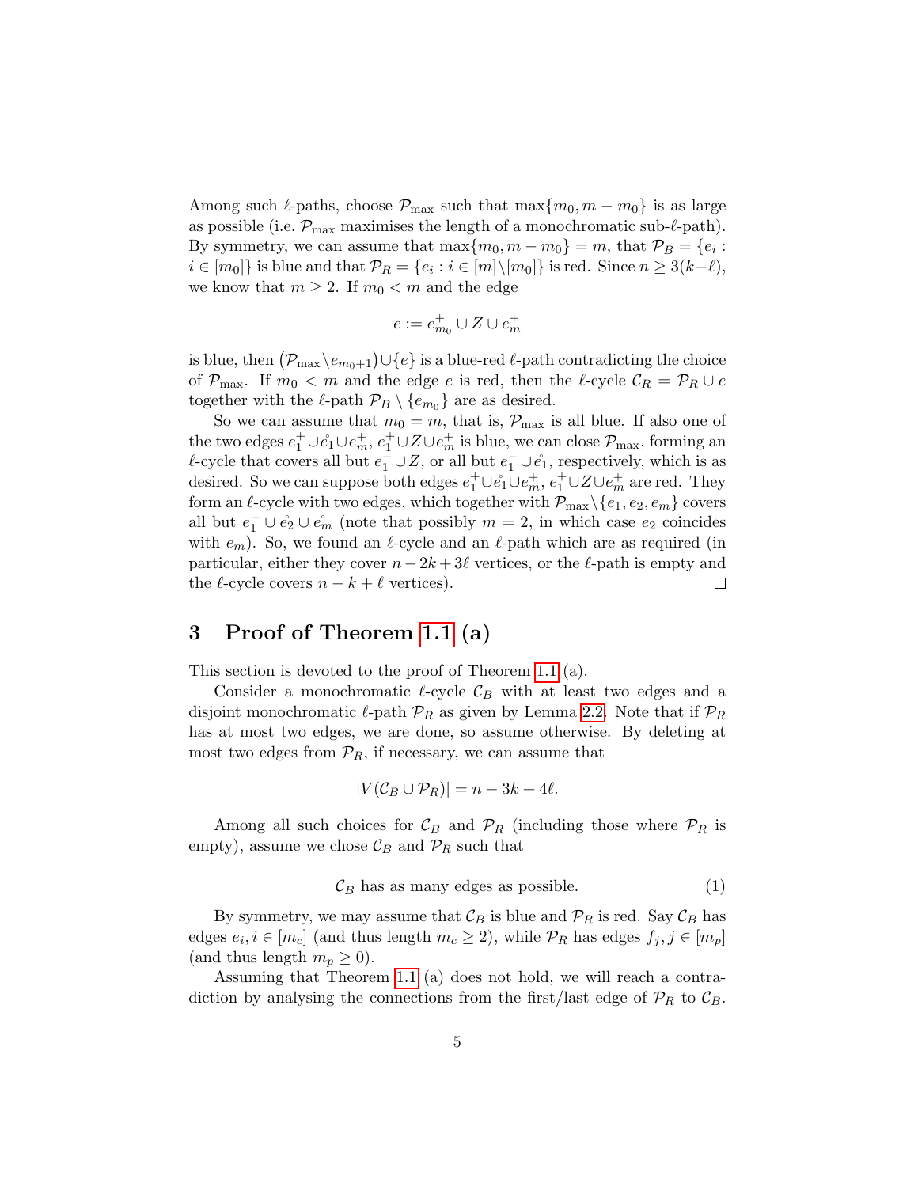Among such $\ell$-paths, choose $\mathcal{P}_{\max}$ such that $\max\{m_0, m-m_0\}$ is as large as possible (i.e. $\mathcal{P}_{\max}$ maximises the length of a monochromatic sub-$\ell$-path). By symmetry, we can assume that $\max\{m_0, m-m_0\} = m$, that $\mathcal{P}_B = \{e_i : i \in [m_0]\}$ is blue and that $\mathcal{P}_R = \{e_i : i \in [m]\backslash[m_0]\}$ is red. Since $n \geq 3(k-\ell)$, we know that $m \geq 2$. If $m_0 < m$ and the edge

$$e := e^+_{m_0} \cup Z \cup e^+_m$$

is blue, then $\big(\mathcal{P}_{\max}\backslash e_{m_0+1}\big)\cup\{e\}$ is a blue-red $\ell$-path contradicting the choice of $\mathcal{P}_{\max}$. If $m_0 < m$ and the edge $e$ is red, then the $\ell$-cycle $\mathcal{C}_R = \mathcal{P}_R \cup e$ together with the $\ell$-path $\mathcal{P}_B \setminus \{e_{m_0}\}$ are as desired.

So we can assume that $m_0 = m$, that is, $\mathcal{P}_{\max}$ is all blue. If also one of the two edges $e^+_1 \cup \mathring{e}_1 \cup e^+_m$, $e^+_1 \cup Z \cup e^+_m$ is blue, we can close $\mathcal{P}_{\max}$, forming an $\ell$-cycle that covers all but $e^-_1 \cup Z$, or all but $e^-_1 \cup \mathring{e}_1$, respectively, which is as desired. So we can suppose both edges $e^+_1 \cup \mathring{e}_1 \cup e^+_m$, $e^+_1 \cup Z \cup e^+_m$ are red. They form an $\ell$-cycle with two edges, which together with $\mathcal{P}_{\max}\backslash\{e_1, e_2, e_m\}$ covers all but $e^-_1 \cup \mathring{e}_2 \cup \mathring{e}_m$ (note that possibly $m = 2$, in which case $e_2$ coincides with $e_m$). So, we found an $\ell$-cycle and an $\ell$-path which are as required (in particular, either they cover $n - 2k + 3\ell$ vertices, or the $\ell$-path is empty and the $\ell$-cycle covers $n - k + \ell$ vertices). □

## 3 Proof of Theorem 1.1 (a)

This section is devoted to the proof of Theorem 1.1 (a).

Consider a monochromatic $\ell$-cycle $\mathcal{C}_B$ with at least two edges and a disjoint monochromatic $\ell$-path $\mathcal{P}_R$ as given by Lemma 2.2. Note that if $\mathcal{P}_R$ has at most two edges, we are done, so assume otherwise. By deleting at most two edges from $\mathcal{P}_R$, if necessary, we can assume that

$$|V(\mathcal{C}_B \cup \mathcal{P}_R)| = n - 3k + 4\ell.$$

Among all such choices for $\mathcal{C}_B$ and $\mathcal{P}_R$ (including those where $\mathcal{P}_R$ is empty), assume we chose $\mathcal{C}_B$ and $\mathcal{P}_R$ such that

$$\mathcal{C}_B \text{ has as many edges as possible.} \tag{1}$$

By symmetry, we may assume that $\mathcal{C}_B$ is blue and $\mathcal{P}_R$ is red. Say $\mathcal{C}_B$ has edges $e_i, i \in [m_c]$ (and thus length $m_c \geq 2$), while $\mathcal{P}_R$ has edges $f_j, j \in [m_p]$ (and thus length $m_p \geq 0$).

Assuming that Theorem 1.1 (a) does not hold, we will reach a contradiction by analysing the connections from the first/last edge of $\mathcal{P}_R$ to $\mathcal{C}_B$.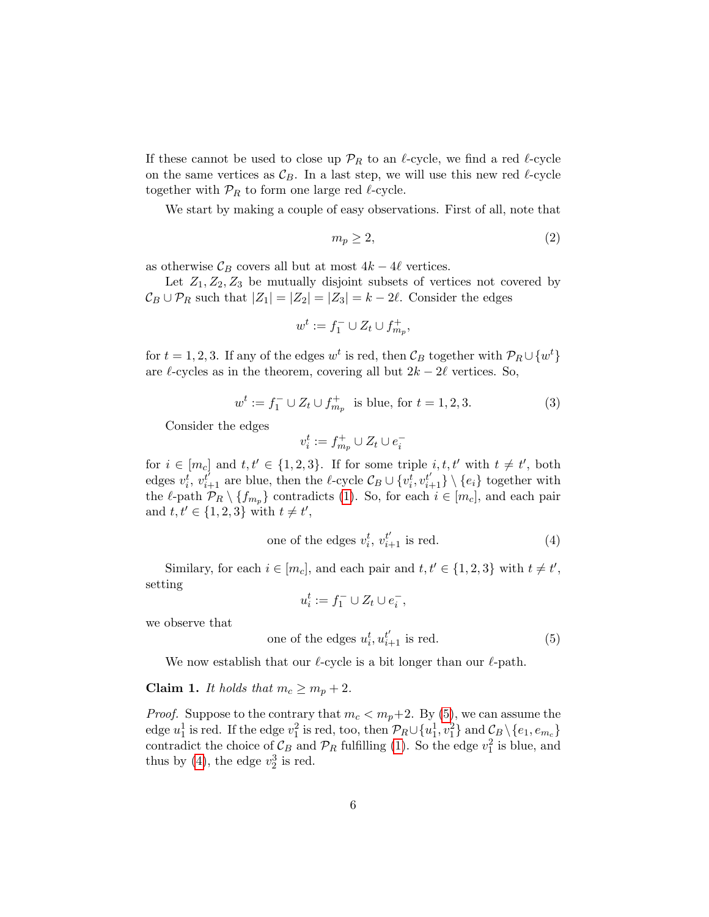If these cannot be used to close up $\mathcal{P}_R$ to an $\ell$-cycle, we find a red $\ell$-cycle on the same vertices as $\mathcal{C}_B$. In a last step, we will use this new red $\ell$-cycle together with $\mathcal{P}_R$ to form one large red $\ell$-cycle.

We start by making a couple of easy observations. First of all, note that

$$m_p \geq 2, \tag{2}$$

as otherwise $\mathcal{C}_B$ covers all but at most $4k - 4\ell$ vertices.

Let $Z_1, Z_2, Z_3$ be mutually disjoint subsets of vertices not covered by $\mathcal{C}_B \cup \mathcal{P}_R$ such that $|Z_1| = |Z_2| = |Z_3| = k - 2\ell$. Consider the edges

$$w^t := f_1^- \cup Z_t \cup f_{m_p}^+,$$

for $t = 1, 2, 3$. If any of the edges $w^t$ is red, then $\mathcal{C}_B$ together with $\mathcal{P}_R \cup \{w^t\}$ are $\ell$-cycles as in the theorem, covering all but $2k - 2\ell$ vertices. So,

$$w^t := f_1^- \cup Z_t \cup f_{m_p}^+ \text{ is blue, for } t = 1, 2, 3. \tag{3}$$

Consider the edges

$$v_i^t := f_{m_p}^+ \cup Z_t \cup e_i^-$$

for $i \in [m_c]$ and $t, t' \in \{1, 2, 3\}$. If for some triple $i, t, t'$ with $t \neq t'$, both edges $v_i^t$, $v_{i+1}^{t'}$ are blue, then the $\ell$-cycle $\mathcal{C}_B \cup \{v_i^t, v_{i+1}^{t'}\} \setminus \{e_i\}$ together with the $\ell$-path $\mathcal{P}_R \setminus \{f_{m_p}\}$ contradicts (1). So, for each $i \in [m_c]$, and each pair and $t, t' \in \{1, 2, 3\}$ with $t \neq t'$,

$$\text{one of the edges } v_i^t,\ v_{i+1}^{t'} \text{ is red.} \tag{4}$$

Similary, for each $i \in [m_c]$, and each pair and $t, t' \in \{1, 2, 3\}$ with $t \neq t'$, setting

$$u_i^t := f_1^- \cup Z_t \cup e_i^-,$$

we observe that

$$\text{one of the edges } u_i^t, u_{i+1}^{t'} \text{ is red.} \tag{5}$$

We now establish that our $\ell$-cycle is a bit longer than our $\ell$-path.

**Claim 1.** *It holds that $m_c \geq m_p + 2$.*

*Proof.* Suppose to the contrary that $m_c < m_p + 2$. By (5), we can assume the edge $u_1^1$ is red. If the edge $v_1^2$ is red, too, then $\mathcal{P}_R \cup \{u_1^1, v_1^2\}$ and $\mathcal{C}_B \setminus \{e_1, e_{m_c}\}$ contradict the choice of $\mathcal{C}_B$ and $\mathcal{P}_R$ fulfilling (1). So the edge $v_1^2$ is blue, and thus by (4), the edge $v_2^3$ is red.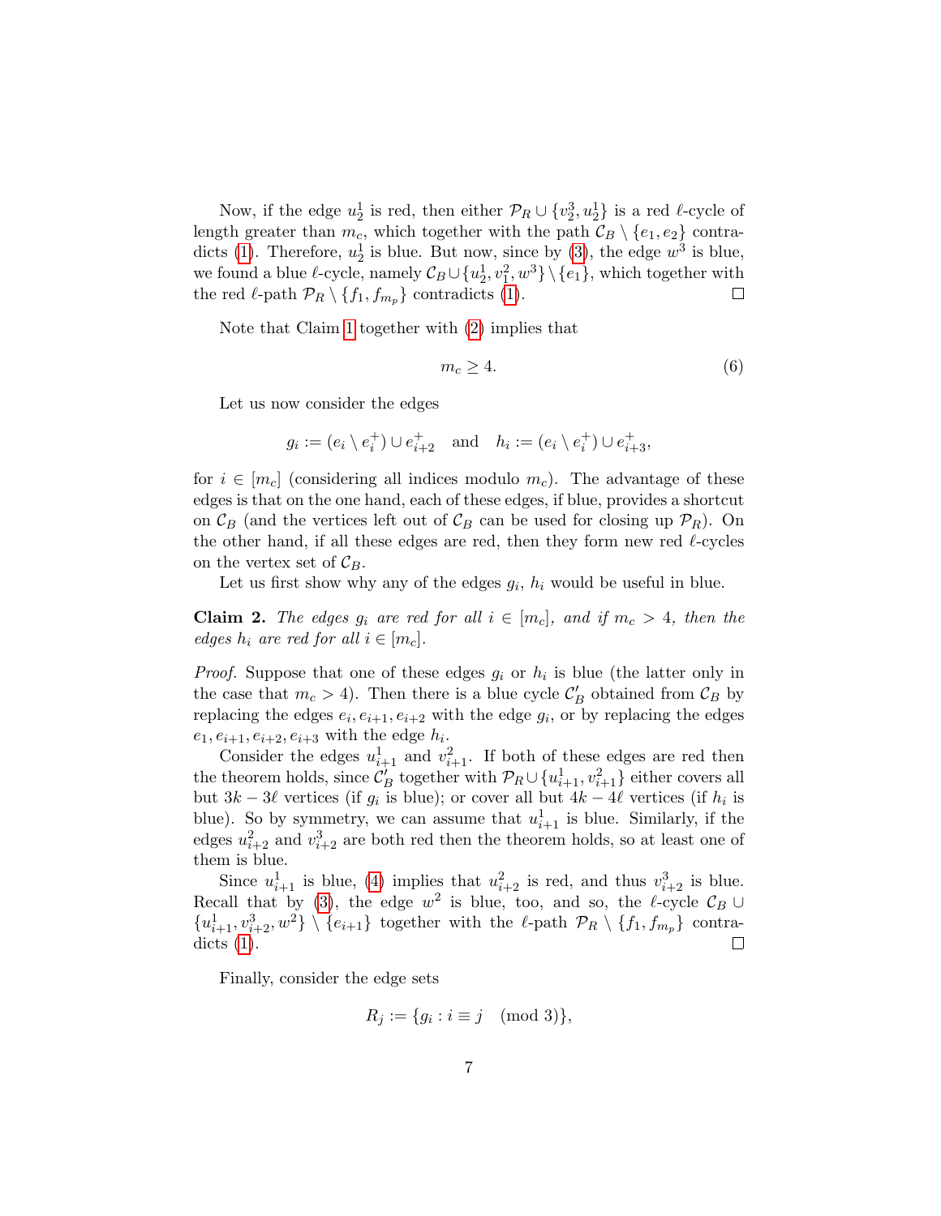Now, if the edge $u_2^1$ is red, then either $\mathcal{P}_R \cup \{v_2^3, u_2^1\}$ is a red $\ell$-cycle of length greater than $m_c$, which together with the path $\mathcal{C}_B \setminus \{e_1, e_2\}$ contradicts (1). Therefore, $u_2^1$ is blue. But now, since by (3), the edge $w^3$ is blue, we found a blue $\ell$-cycle, namely $\mathcal{C}_B \cup \{u_2^1, v_1^2, w^3\} \setminus \{e_1\}$, which together with the red $\ell$-path $\mathcal{P}_R \setminus \{f_1, f_{m_p}\}$ contradicts (1). □

Note that Claim 1 together with (2) implies that

$$m_c \geq 4. \tag{6}$$

Let us now consider the edges

$$g_i := (e_i \setminus e_i^+) \cup e_{i+2}^+ \quad \text{and} \quad h_i := (e_i \setminus e_i^+) \cup e_{i+3}^+,$$

for $i \in [m_c]$ (considering all indices modulo $m_c$). The advantage of these edges is that on the one hand, each of these edges, if blue, provides a shortcut on $\mathcal{C}_B$ (and the vertices left out of $\mathcal{C}_B$ can be used for closing up $\mathcal{P}_R$). On the other hand, if all these edges are red, then they form new red $\ell$-cycles on the vertex set of $\mathcal{C}_B$.

Let us first show why any of the edges $g_i$, $h_i$ would be useful in blue.

**Claim 2.** *The edges $g_i$ are red for all $i \in [m_c]$, and if $m_c > 4$, then the edges $h_i$ are red for all $i \in [m_c]$.*

*Proof.* Suppose that one of these edges $g_i$ or $h_i$ is blue (the latter only in the case that $m_c > 4$). Then there is a blue cycle $\mathcal{C}_B'$ obtained from $\mathcal{C}_B$ by replacing the edges $e_i, e_{i+1}, e_{i+2}$ with the edge $g_i$, or by replacing the edges $e_1, e_{i+1}, e_{i+2}, e_{i+3}$ with the edge $h_i$.

Consider the edges $u_{i+1}^1$ and $v_{i+1}^2$. If both of these edges are red then the theorem holds, since $\mathcal{C}_B'$ together with $\mathcal{P}_R \cup \{u_{i+1}^1, v_{i+1}^2\}$ either covers all but $3k - 3\ell$ vertices (if $g_i$ is blue); or cover all but $4k - 4\ell$ vertices (if $h_i$ is blue). So by symmetry, we can assume that $u_{i+1}^1$ is blue. Similarly, if the edges $u_{i+2}^2$ and $v_{i+2}^3$ are both red then the theorem holds, so at least one of them is blue.

Since $u_{i+1}^1$ is blue, (4) implies that $u_{i+2}^2$ is red, and thus $v_{i+2}^3$ is blue. Recall that by (3), the edge $w^2$ is blue, too, and so, the $\ell$-cycle $\mathcal{C}_B \cup \{u_{i+1}^1, v_{i+2}^3, w^2\} \setminus \{e_{i+1}\}$ together with the $\ell$-path $\mathcal{P}_R \setminus \{f_1, f_{m_p}\}$ contradicts (1). □

Finally, consider the edge sets

$$R_j := \{g_i : i \equiv j \pmod 3\},$$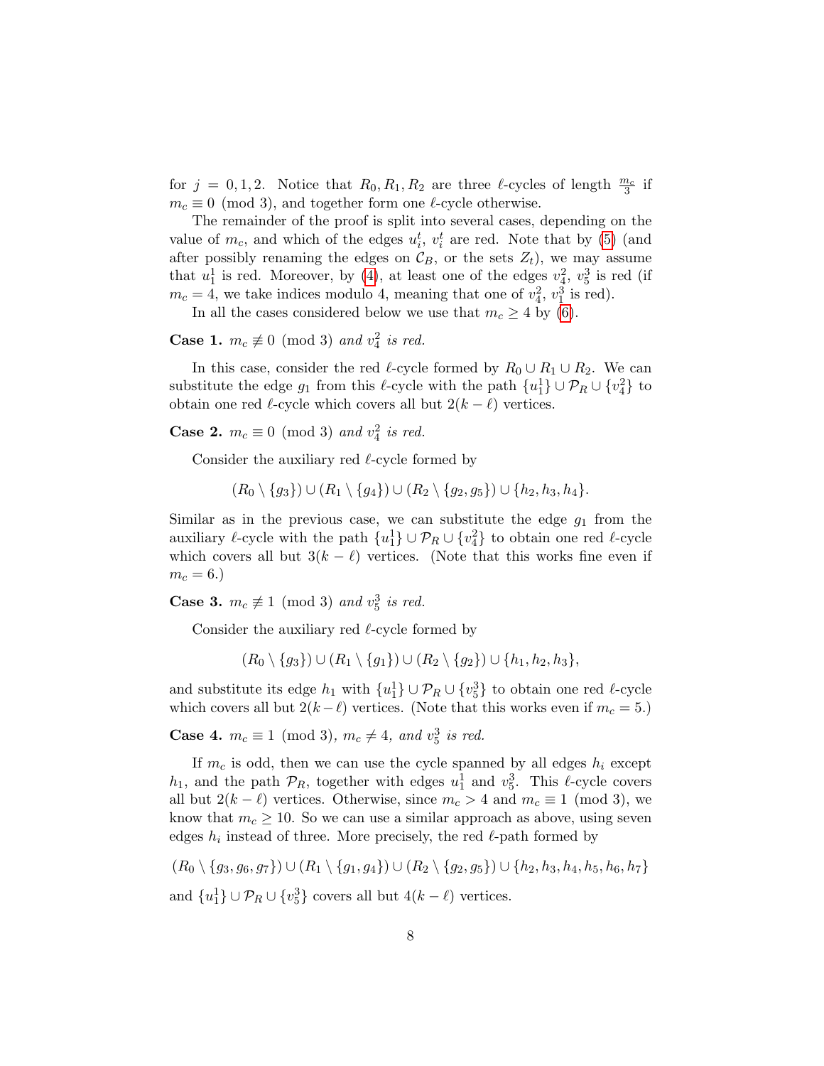for $j = 0, 1, 2$. Notice that $R_0, R_1, R_2$ are three $\ell$-cycles of length $\frac{m_c}{3}$ if $m_c \equiv 0 \pmod 3$, and together form one $\ell$-cycle otherwise.

The remainder of the proof is split into several cases, depending on the value of $m_c$, and which of the edges $u_i^t$, $v_i^t$ are red. Note that by (5) (and after possibly renaming the edges on $\mathcal{C}_B$, or the sets $Z_t$), we may assume that $u_1^1$ is red. Moreover, by (4), at least one of the edges $v_4^2$, $v_5^3$ is red (if $m_c = 4$, we take indices modulo 4, meaning that one of $v_4^2$, $v_1^3$ is red).

In all the cases considered below we use that $m_c \geq 4$ by (6).

**Case 1.** *$m_c \not\equiv 0 \pmod 3$ and $v_4^2$ is red.*

In this case, consider the red $\ell$-cycle formed by $R_0 \cup R_1 \cup R_2$. We can substitute the edge $g_1$ from this $\ell$-cycle with the path $\{u_1^1\} \cup \mathcal{P}_R \cup \{v_4^2\}$ to obtain one red $\ell$-cycle which covers all but $2(k-\ell)$ vertices.

**Case 2.** *$m_c \equiv 0 \pmod 3$ and $v_4^2$ is red.*

Consider the auxiliary red $\ell$-cycle formed by

$$(R_0 \setminus \{g_3\}) \cup (R_1 \setminus \{g_4\}) \cup (R_2 \setminus \{g_2, g_5\}) \cup \{h_2, h_3, h_4\}.$$

Similar as in the previous case, we can substitute the edge $g_1$ from the auxiliary $\ell$-cycle with the path $\{u_1^1\} \cup \mathcal{P}_R \cup \{v_4^2\}$ to obtain one red $\ell$-cycle which covers all but $3(k-\ell)$ vertices. (Note that this works fine even if $m_c = 6$.)

**Case 3.** *$m_c \not\equiv 1 \pmod 3$ and $v_5^3$ is red.*

Consider the auxiliary red $\ell$-cycle formed by

$$(R_0 \setminus \{g_3\}) \cup (R_1 \setminus \{g_1\}) \cup (R_2 \setminus \{g_2\}) \cup \{h_1, h_2, h_3\},$$

and substitute its edge $h_1$ with $\{u_1^1\} \cup \mathcal{P}_R \cup \{v_5^3\}$ to obtain one red $\ell$-cycle which covers all but $2(k-\ell)$ vertices. (Note that this works even if $m_c = 5$.)

**Case 4.** *$m_c \equiv 1 \pmod 3$, $m_c \neq 4$, and $v_5^3$ is red.*

If $m_c$ is odd, then we can use the cycle spanned by all edges $h_i$ except $h_1$, and the path $\mathcal{P}_R$, together with edges $u_1^1$ and $v_5^3$. This $\ell$-cycle covers all but $2(k-\ell)$ vertices. Otherwise, since $m_c > 4$ and $m_c \equiv 1 \pmod 3$, we know that $m_c \geq 10$. So we can use a similar approach as above, using seven edges $h_i$ instead of three. More precisely, the red $\ell$-path formed by

$$(R_0 \setminus \{g_3, g_6, g_7\}) \cup (R_1 \setminus \{g_1, g_4\}) \cup (R_2 \setminus \{g_2, g_5\}) \cup \{h_2, h_3, h_4, h_5, h_6, h_7\}$$

and $\{u_1^1\} \cup \mathcal{P}_R \cup \{v_5^3\}$ covers all but $4(k-\ell)$ vertices.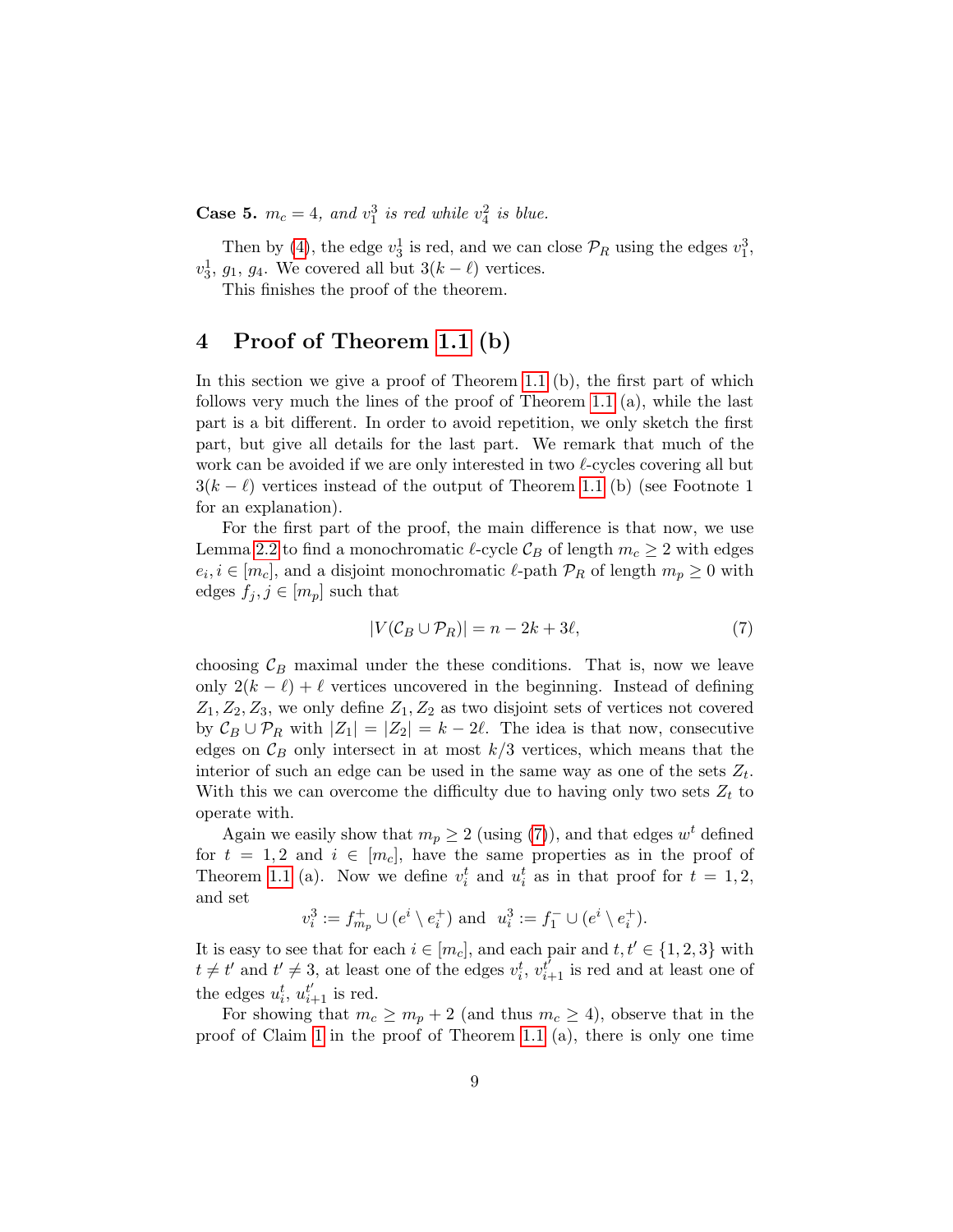**Case 5.** *$m_c = 4$, and $v_1^3$ is red while $v_4^2$ is blue.*

Then by (4), the edge $v_3^1$ is red, and we can close $\mathcal{P}_R$ using the edges $v_1^3$, $v_3^1$, $g_1$, $g_4$. We covered all but $3(k-\ell)$ vertices.

This finishes the proof of the theorem.

## 4 Proof of Theorem 1.1 (b)

In this section we give a proof of Theorem 1.1 (b), the first part of which follows very much the lines of the proof of Theorem 1.1 (a), while the last part is a bit different. In order to avoid repetition, we only sketch the first part, but give all details for the last part. We remark that much of the work can be avoided if we are only interested in two $\ell$-cycles covering all but $3(k-\ell)$ vertices instead of the output of Theorem 1.1 (b) (see Footnote 1 for an explanation).

For the first part of the proof, the main difference is that now, we use Lemma 2.2 to find a monochromatic $\ell$-cycle $\mathcal{C}_B$ of length $m_c \geq 2$ with edges $e_i, i \in [m_c]$, and a disjoint monochromatic $\ell$-path $\mathcal{P}_R$ of length $m_p \geq 0$ with edges $f_j, j \in [m_p]$ such that

$$|V(\mathcal{C}_B \cup \mathcal{P}_R)| = n - 2k + 3\ell, \tag{7}$$

choosing $\mathcal{C}_B$ maximal under the these conditions. That is, now we leave only $2(k-\ell)+\ell$ vertices uncovered in the beginning. Instead of defining $Z_1, Z_2, Z_3$, we only define $Z_1, Z_2$ as two disjoint sets of vertices not covered by $\mathcal{C}_B \cup \mathcal{P}_R$ with $|Z_1| = |Z_2| = k - 2\ell$. The idea is that now, consecutive edges on $\mathcal{C}_B$ only intersect in at most $k/3$ vertices, which means that the interior of such an edge can be used in the same way as one of the sets $Z_t$. With this we can overcome the difficulty due to having only two sets $Z_t$ to operate with.

Again we easily show that $m_p \geq 2$ (using (7)), and that edges $w^t$ defined for $t = 1, 2$ and $i \in [m_c]$, have the same properties as in the proof of Theorem 1.1 (a). Now we define $v_i^t$ and $u_i^t$ as in that proof for $t = 1, 2$, and set

$$v_i^3 := f_{m_p}^+ \cup (e^i \setminus e_i^+) \text{ and } u_i^3 := f_1^- \cup (e^i \setminus e_i^+).$$

It is easy to see that for each $i \in [m_c]$, and each pair and $t, t' \in \{1, 2, 3\}$ with $t \neq t'$ and $t' \neq 3$, at least one of the edges $v_i^t$, $v_{i+1}^{t'}$ is red and at least one of the edges $u_i^t$, $u_{i+1}^{t'}$ is red.

For showing that $m_c \geq m_p + 2$ (and thus $m_c \geq 4$), observe that in the proof of Claim 1 in the proof of Theorem 1.1 (a), there is only one time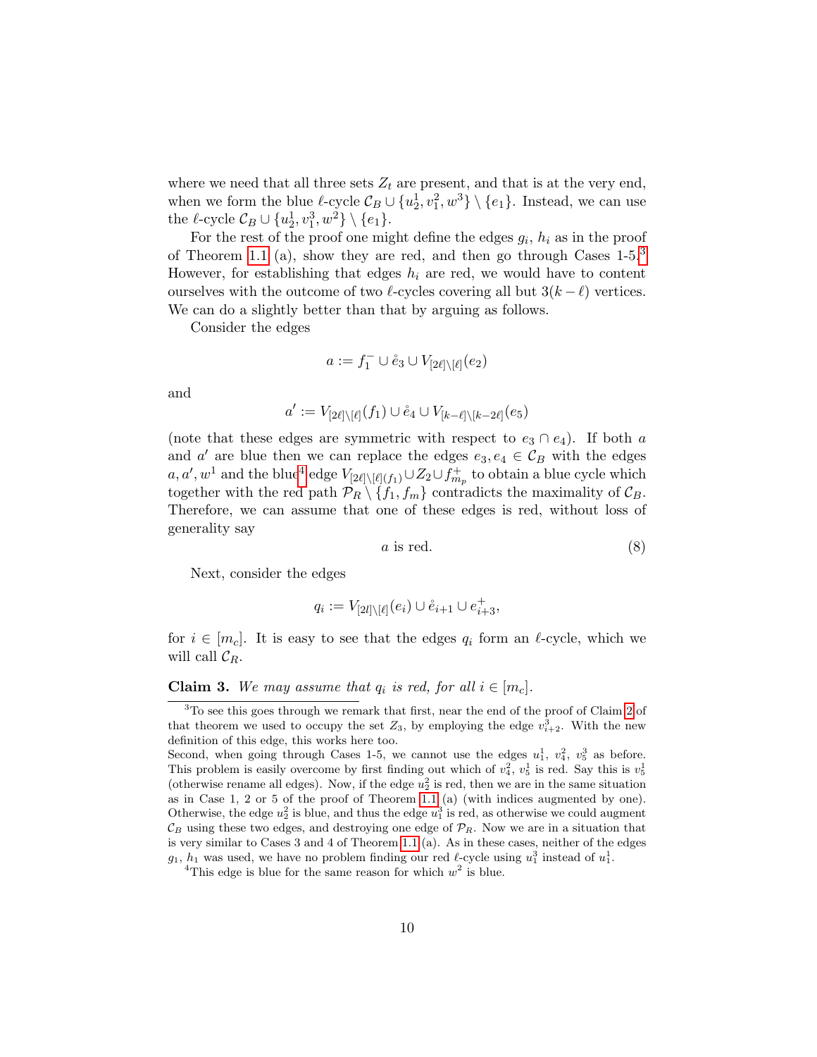where we need that all three sets $Z_t$ are present, and that is at the very end, when we form the blue $\ell$-cycle $\mathcal{C}_B \cup \{u_2^1, v_1^2, w^3\} \setminus \{e_1\}$. Instead, we can use the $\ell$-cycle $\mathcal{C}_B \cup \{u_2^1, v_1^3, w^2\} \setminus \{e_1\}$.

For the rest of the proof one might define the edges $g_i$, $h_i$ as in the proof of Theorem 1.1 (a), show they are red, and then go through Cases 1-5.[3] However, for establishing that edges $h_i$ are red, we would have to content ourselves with the outcome of two $\ell$-cycles covering all but $3(k-\ell)$ vertices. We can do a slightly better than that by arguing as follows.

Consider the edges

$$a := f_1^- \cup \mathring{e}_3 \cup V_{[2\ell]\setminus[\ell]}(e_2)$$

and

$$a' := V_{[2\ell]\setminus[\ell]}(f_1) \cup \mathring{e}_4 \cup V_{[k-\ell]\setminus[k-2\ell]}(e_5)$$

(note that these edges are symmetric with respect to $e_3 \cap e_4$). If both $a$ and $a'$ are blue then we can replace the edges $e_3, e_4 \in \mathcal{C}_B$ with the edges $a, a', w^1$ and the blue[4] edge $V_{[2\ell]\setminus[\ell](f_1)} \cup Z_2 \cup f_{m_p}^+$ to obtain a blue cycle which together with the red path $\mathcal{P}_R \setminus \{f_1, f_m\}$ contradicts the maximality of $\mathcal{C}_B$. Therefore, we can assume that one of these edges is red, without loss of generality say

$$a \text{ is red.} \tag{8}$$

Next, consider the edges

$$q_i := V_{[2l]\setminus[\ell]}(e_i) \cup \mathring{e}_{i+1} \cup e_{i+3}^+,$$

for $i \in [m_c]$. It is easy to see that the edges $q_i$ form an $\ell$-cycle, which we will call $\mathcal{C}_R$.

**Claim 3.** *We may assume that $q_i$ is red, for all $i \in [m_c]$.*

---

[3]To see this goes through we remark that first, near the end of the proof of Claim 2 of that theorem we used to occupy the set $Z_3$, by employing the edge $v_{i+2}^3$. With the new definition of this edge, this works here too.

Second, when going through Cases 1-5, we cannot use the edges $u_1^1$, $v_4^2$, $v_5^3$ as before. This problem is easily overcome by first finding out which of $v_4^2$, $v_5^1$ is red. Say this is $v_5^1$ (otherwise rename all edges). Now, if the edge $u_2^2$ is red, then we are in the same situation as in Case 1, 2 or 5 of the proof of Theorem 1.1 (a) (with indices augmented by one). Otherwise, the edge $u_2^2$ is blue, and thus the edge $u_1^3$ is red, as otherwise we could augment $\mathcal{C}_B$ using these two edges, and destroying one edge of $\mathcal{P}_R$. Now we are in a situation that is very similar to Cases 3 and 4 of Theorem 1.1 (a). As in these cases, neither of the edges $g_1$, $h_1$ was used, we have no problem finding our red $\ell$-cycle using $u_1^3$ instead of $u_1^1$.

[4]This edge is blue for the same reason for which $w^2$ is blue.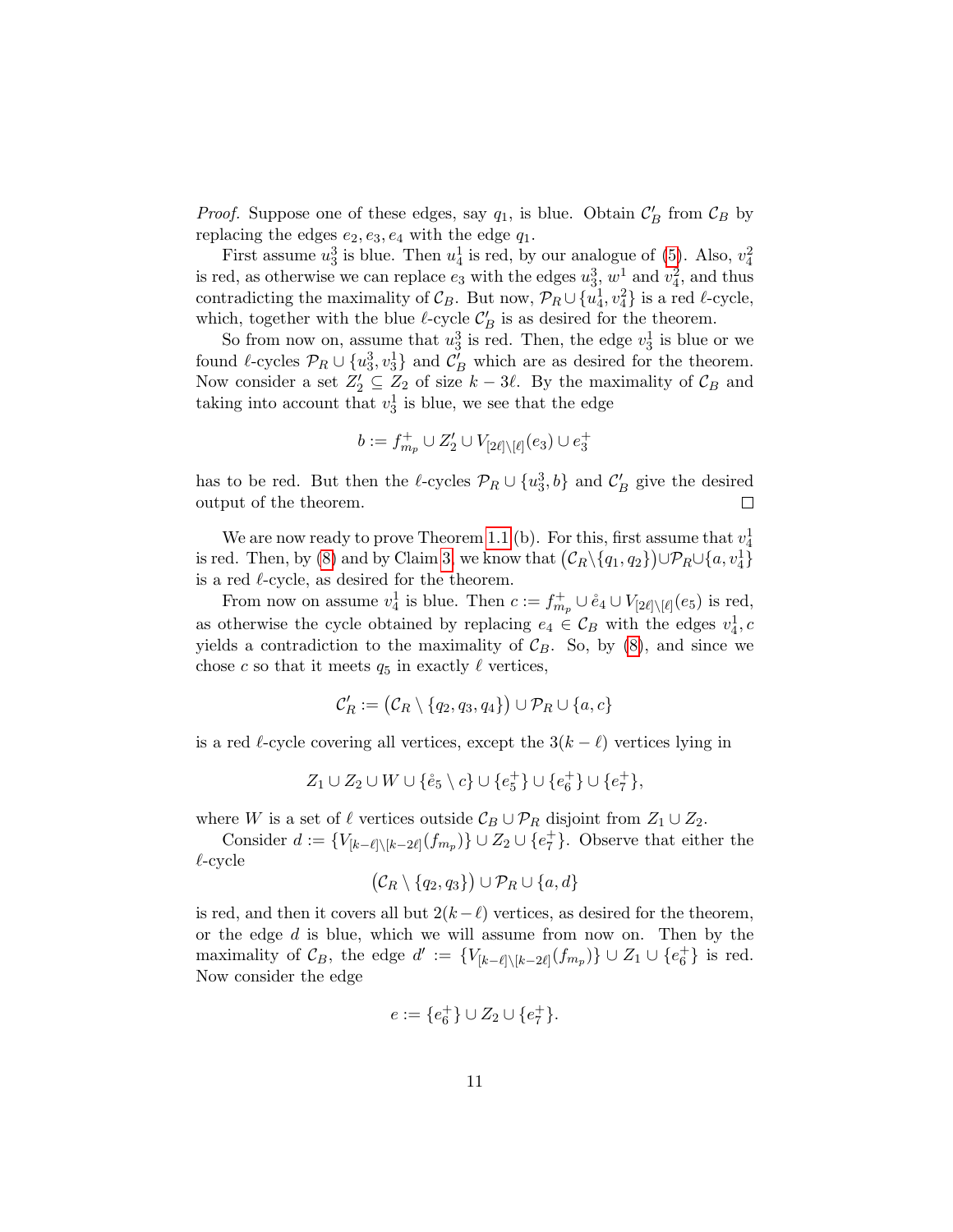*Proof.* Suppose one of these edges, say $q_1$, is blue. Obtain $\mathcal{C}'_B$ from $\mathcal{C}_B$ by replacing the edges $e_2, e_3, e_4$ with the edge $q_1$.

First assume $u_3^3$ is blue. Then $u_4^1$ is red, by our analogue of (5). Also, $v_4^2$ is red, as otherwise we can replace $e_3$ with the edges $u_3^3$, $w^1$ and $v_4^2$, and thus contradicting the maximality of $\mathcal{C}_B$. But now, $\mathcal{P}_R \cup \{u_4^1, v_4^2\}$ is a red $\ell$-cycle, which, together with the blue $\ell$-cycle $\mathcal{C}'_B$ is as desired for the theorem.

So from now on, assume that $u_3^3$ is red. Then, the edge $v_3^1$ is blue or we found $\ell$-cycles $\mathcal{P}_R \cup \{u_3^3, v_3^1\}$ and $\mathcal{C}'_B$ which are as desired for the theorem. Now consider a set $Z'_2 \subseteq Z_2$ of size $k - 3\ell$. By the maximality of $\mathcal{C}_B$ and taking into account that $v_3^1$ is blue, we see that the edge

$$b := f^+_{m_p} \cup Z'_2 \cup V_{[2\ell]\setminus[\ell]}(e_3) \cup e_3^+$$

has to be red. But then the $\ell$-cycles $\mathcal{P}_R \cup \{u_3^3, b\}$ and $\mathcal{C}'_B$ give the desired output of the theorem. $\square$

We are now ready to prove Theorem 1.1 (b). For this, first assume that $v_4^1$ is red. Then, by (8) and by Claim 3, we know that $\big(\mathcal{C}_R \setminus \{q_1, q_2\}\big) \cup \mathcal{P}_R \cup \{a, v_4^1\}$ is a red $\ell$-cycle, as desired for the theorem.

From now on assume $v_4^1$ is blue. Then $c := f^+_{m_p} \cup \mathring{e}_4 \cup V_{[2\ell]\setminus[\ell]}(e_5)$ is red, as otherwise the cycle obtained by replacing $e_4 \in \mathcal{C}_B$ with the edges $v_4^1, c$ yields a contradiction to the maximality of $\mathcal{C}_B$. So, by (8), and since we chose $c$ so that it meets $q_5$ in exactly $\ell$ vertices,

$$\mathcal{C}'_R := \big(\mathcal{C}_R \setminus \{q_2, q_3, q_4\}\big) \cup \mathcal{P}_R \cup \{a, c\}$$

is a red $\ell$-cycle covering all vertices, except the $3(k - \ell)$ vertices lying in

$$Z_1 \cup Z_2 \cup W \cup \{\mathring{e}_5 \setminus c\} \cup \{e_5^+\} \cup \{e_6^+\} \cup \{e_7^+\},$$

where $W$ is a set of $\ell$ vertices outside $\mathcal{C}_B \cup \mathcal{P}_R$ disjoint from $Z_1 \cup Z_2$.

Consider $d := \{V_{[k-\ell]\setminus[k-2\ell]}(f_{m_p})\} \cup Z_2 \cup \{e_7^+\}$. Observe that either the $\ell$-cycle

$$\big(\mathcal{C}_R \setminus \{q_2, q_3\}\big) \cup \mathcal{P}_R \cup \{a, d\}$$

is red, and then it covers all but $2(k-\ell)$ vertices, as desired for the theorem, or the edge $d$ is blue, which we will assume from now on. Then by the maximality of $\mathcal{C}_B$, the edge $d' := \{V_{[k-\ell]\setminus[k-2\ell]}(f_{m_p})\} \cup Z_1 \cup \{e_6^+\}$ is red. Now consider the edge

$$e := \{e_6^+\} \cup Z_2 \cup \{e_7^+\}.$$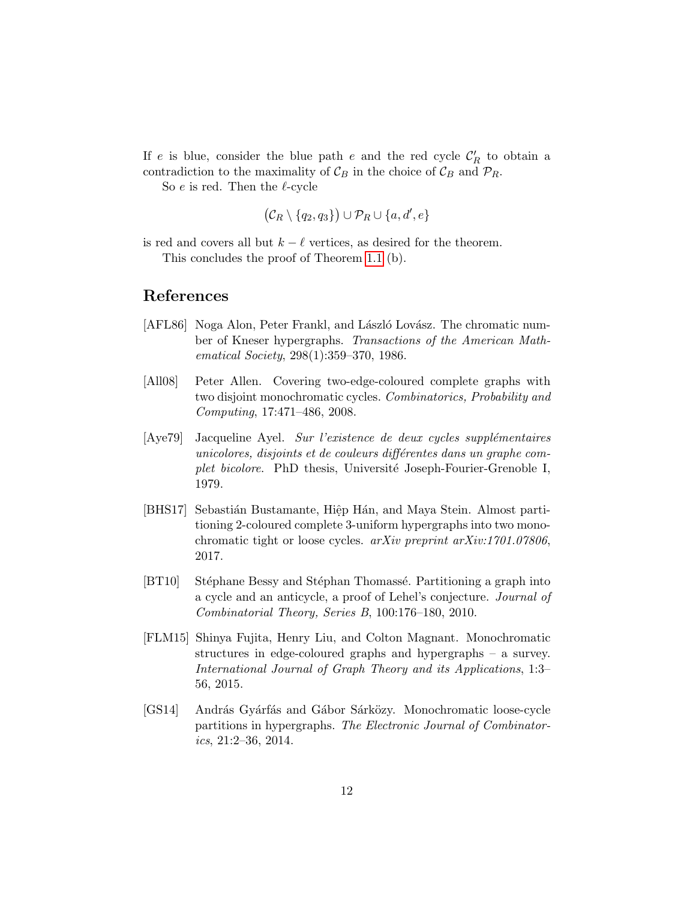If $e$ is blue, consider the blue path $e$ and the red cycle $\mathcal{C}'_R$ to obtain a contradiction to the maximality of $\mathcal{C}_B$ in the choice of $\mathcal{C}_B$ and $\mathcal{P}_R$.

So $e$ is red. Then the $\ell$-cycle

$$\big(\mathcal{C}_R \setminus \{q_2, q_3\}\big) \cup \mathcal{P}_R \cup \{a, d', e\}$$

is red and covers all but $k - \ell$ vertices, as desired for the theorem.

This concludes the proof of Theorem 1.1 (b).

## References

[AFL86] Noga Alon, Peter Frankl, and László Lovász. The chromatic number of Kneser hypergraphs. *Transactions of the American Mathematical Society*, 298(1):359–370, 1986.

[All08] Peter Allen. Covering two-edge-coloured complete graphs with two disjoint monochromatic cycles. *Combinatorics, Probability and Computing*, 17:471–486, 2008.

[Aye79] Jacqueline Ayel. *Sur l'existence de deux cycles supplémentaires unicolores, disjoints et de couleurs différentes dans un graphe complet bicolore*. PhD thesis, Université Joseph-Fourier-Grenoble I, 1979.

[BHS17] Sebastián Bustamante, Hiệp Hán, and Maya Stein. Almost partitioning 2-coloured complete 3-uniform hypergraphs into two monochromatic tight or loose cycles. *arXiv preprint arXiv:1701.07806*, 2017.

[BT10] Stéphane Bessy and Stéphan Thomassé. Partitioning a graph into a cycle and an anticycle, a proof of Lehel's conjecture. *Journal of Combinatorial Theory, Series B*, 100:176–180, 2010.

[FLM15] Shinya Fujita, Henry Liu, and Colton Magnant. Monochromatic structures in edge-coloured graphs and hypergraphs – a survey. *International Journal of Graph Theory and its Applications*, 1:3–56, 2015.

[GS14] András Gyárfás and Gábor Sárközy. Monochromatic loose-cycle partitions in hypergraphs. *The Electronic Journal of Combinatorics*, 21:2–36, 2014.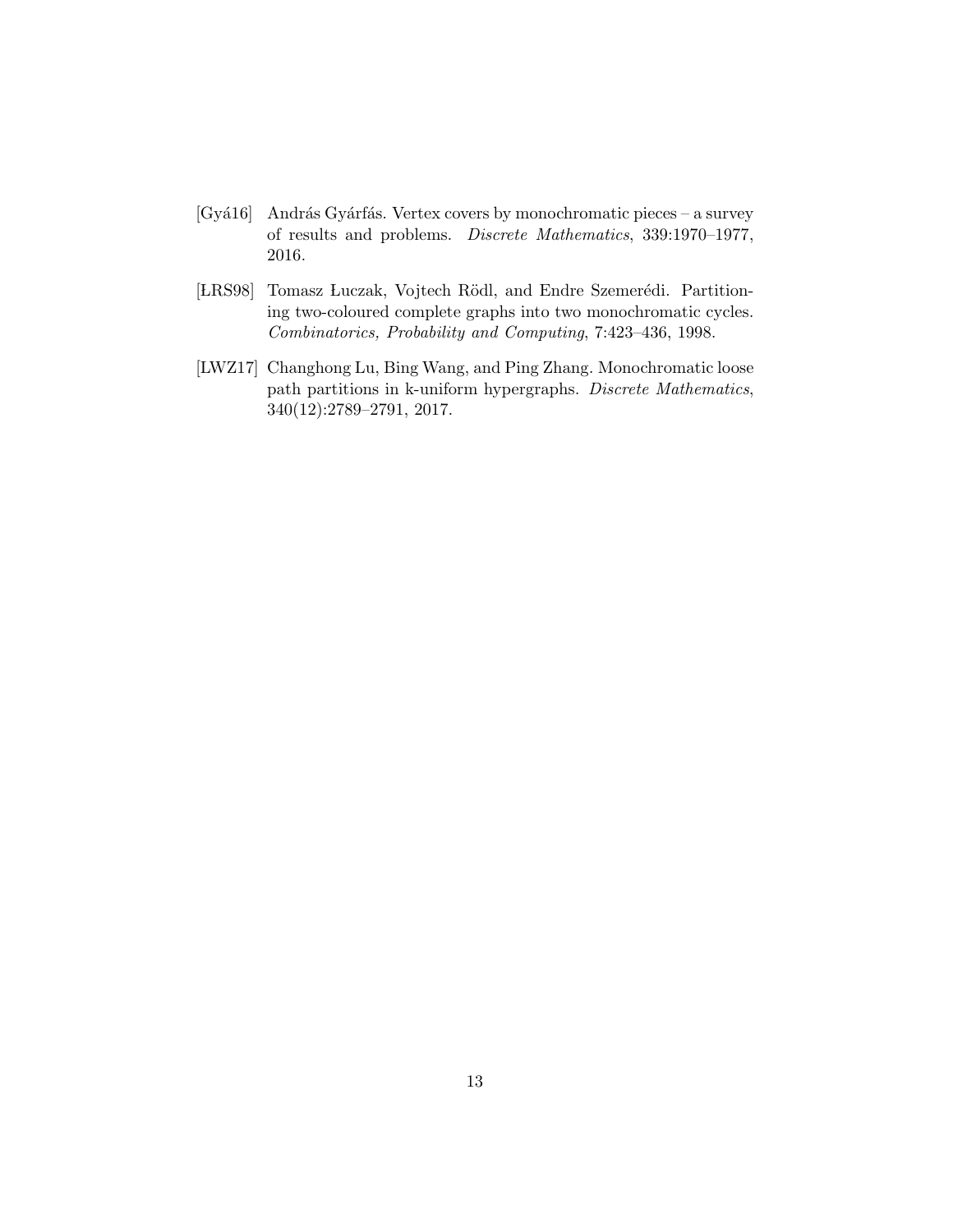[Gyá16] András Gyárfás. Vertex covers by monochromatic pieces – a survey of results and problems. *Discrete Mathematics*, 339:1970–1977, 2016.

[ŁRS98] Tomasz Łuczak, Vojtech Rödl, and Endre Szemerédi. Partitioning two-coloured complete graphs into two monochromatic cycles. *Combinatorics, Probability and Computing*, 7:423–436, 1998.

[LWZ17] Changhong Lu, Bing Wang, and Ping Zhang. Monochromatic loose path partitions in k-uniform hypergraphs. *Discrete Mathematics*, 340(12):2789–2791, 2017.